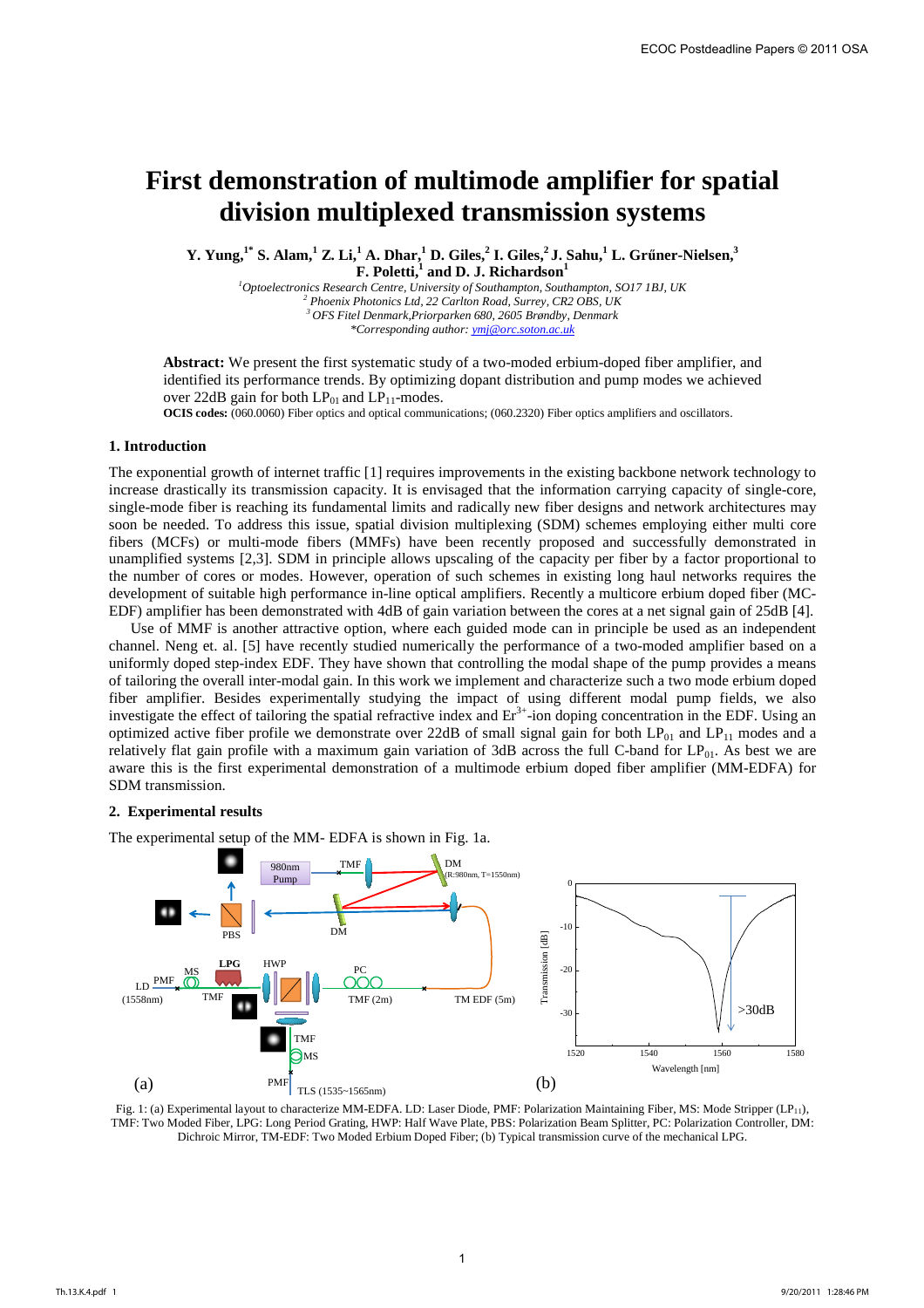# First demonstration of multimode amplifier for spatial division multiplexed transmission systems

**Y. Yung,[1*] S. Alam,[1] Z. Li,[1] A. Dhar,[1] D. Giles,[2] I. Giles,[2] J. Sahu,[1] L. Grűner-Nielsen,[3] F. Poletti,[1] and D. J. Richardson[1]**

*[1]Optoelectronics Research Centre, University of Southampton, Southampton, SO17 1BJ, UK*
*[2] Phoenix Photonics Ltd, 22 Carlton Road, Surrey, CR2 OBS, UK*
*[3] OFS Fitel Denmark,Priorparken 680, 2605 Brøndby, Denmark*
*\*Corresponding author: ymj@orc.soton.ac.uk*

**Abstract:** We present the first systematic study of a two-moded erbium-doped fiber amplifier, and identified its performance trends. By optimizing dopant distribution and pump modes we achieved over 22dB gain for both $LP_{01}$ and $LP_{11}$-modes.

**OCIS codes:** (060.0060) Fiber optics and optical communications; (060.2320) Fiber optics amplifiers and oscillators.

## 1. Introduction

The exponential growth of internet traffic [1] requires improvements in the existing backbone network technology to increase drastically its transmission capacity. It is envisaged that the information carrying capacity of single-core, single-mode fiber is reaching its fundamental limits and radically new fiber designs and network architectures may soon be needed. To address this issue, spatial division multiplexing (SDM) schemes employing either multi core fibers (MCFs) or multi-mode fibers (MMFs) have been recently proposed and successfully demonstrated in unamplified systems [2,3]. SDM in principle allows upscaling of the capacity per fiber by a factor proportional to the number of cores or modes. However, operation of such schemes in existing long haul networks requires the development of suitable high performance in-line optical amplifiers. Recently a multicore erbium doped fiber (MC-EDF) amplifier has been demonstrated with 4dB of gain variation between the cores at a net signal gain of 25dB [4].

Use of MMF is another attractive option, where each guided mode can in principle be used as an independent channel. Neng et. al. [5] have recently studied numerically the performance of a two-moded amplifier based on a uniformly doped step-index EDF. They have shown that controlling the modal shape of the pump provides a means of tailoring the overall inter-modal gain. In this work we implement and characterize such a two mode erbium doped fiber amplifier. Besides experimentally studying the impact of using different modal pump fields, we also investigate the effect of tailoring the spatial refractive index and $Er^{3+}$-ion doping concentration in the EDF. Using an optimized active fiber profile we demonstrate over 22dB of small signal gain for both $LP_{01}$ and $LP_{11}$ modes and a relatively flat gain profile with a maximum gain variation of 3dB across the full C-band for $LP_{01}$. As best we are aware this is the first experimental demonstration of a multimode erbium doped fiber amplifier (MM-EDFA) for SDM transmission.

## 2. Experimental results

The experimental setup of the MM- EDFA is shown in Fig. 1a.

Fig. 1: (a) Experimental layout to characterize MM-EDFA. LD: Laser Diode, PMF: Polarization Maintaining Fiber, MS: Mode Stripper ($LP_{11}$), TMF: Two Moded Fiber, LPG: Long Period Grating, HWP: Half Wave Plate, PBS: Polarization Beam Splitter, PC: Polarization Controller, DM: Dichroic Mirror, TM-EDF: Two Moded Erbium Doped Fiber; (b) Typical transmission curve of the mechanical LPG.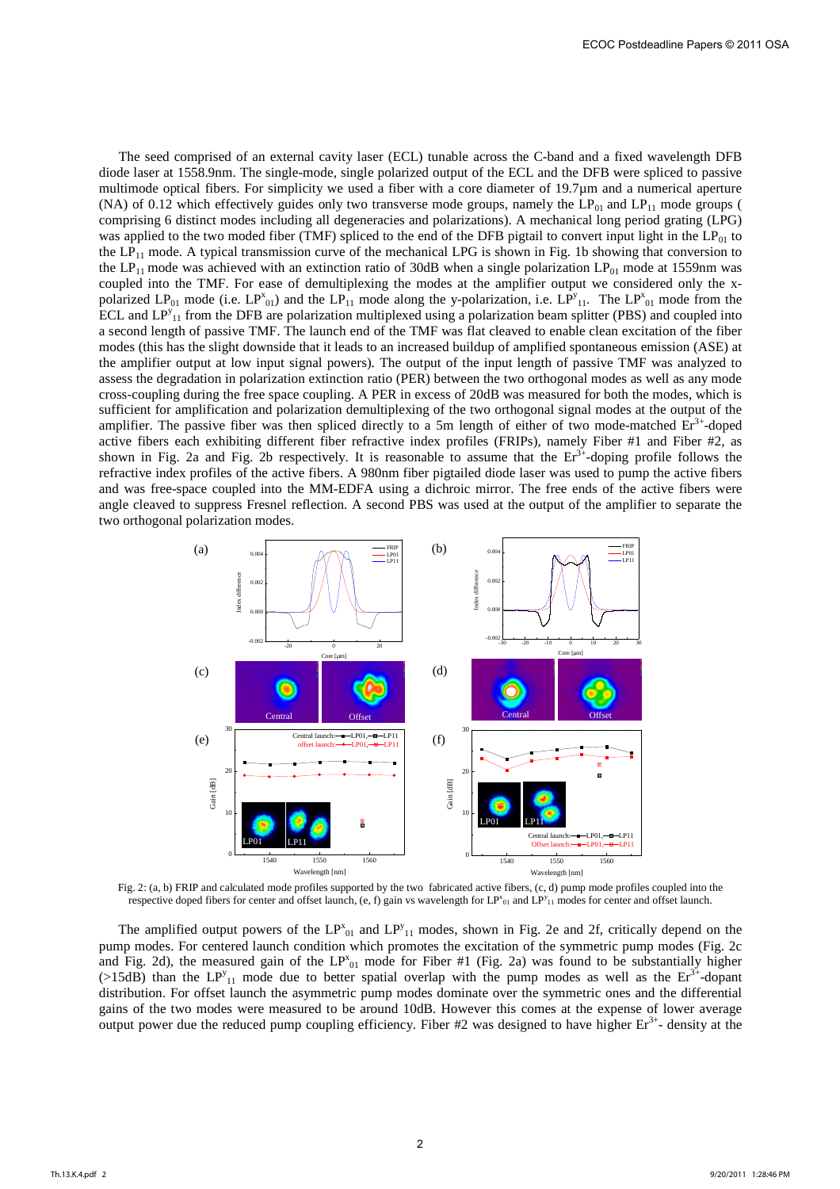The seed comprised of an external cavity laser (ECL) tunable across the C-band and a fixed wavelength DFB diode laser at 1558.9nm. The single-mode, single polarized output of the ECL and the DFB were spliced to passive multimode optical fibers. For simplicity we used a fiber with a core diameter of 19.7µm and a numerical aperture (NA) of 0.12 which effectively guides only two transverse mode groups, namely the $LP_{01}$ and $LP_{11}$ mode groups ( comprising 6 distinct modes including all degeneracies and polarizations). A mechanical long period grating (LPG) was applied to the two moded fiber (TMF) spliced to the end of the DFB pigtail to convert input light in the $LP_{01}$ to the $LP_{11}$ mode. A typical transmission curve of the mechanical LPG is shown in Fig. 1b showing that conversion to the $LP_{11}$ mode was achieved with an extinction ratio of 30dB when a single polarization $LP_{01}$ mode at 1559nm was coupled into the TMF. For ease of demultiplexing the modes at the amplifier output we considered only the x-polarized $LP_{01}$ mode (i.e. $LP^{x}_{01}$) and the $LP_{11}$ mode along the y-polarization, i.e. $LP^{y}_{11}$. The $LP^{x}_{01}$ mode from the ECL and $LP^{y}_{11}$ from the DFB are polarization multiplexed using a polarization beam splitter (PBS) and coupled into a second length of passive TMF. The launch end of the TMF was flat cleaved to enable clean excitation of the fiber modes (this has the slight downside that it leads to an increased buildup of amplified spontaneous emission (ASE) at the amplifier output at low input signal powers). The output of the input length of passive TMF was analyzed to assess the degradation in polarization extinction ratio (PER) between the two orthogonal modes as well as any mode cross-coupling during the free space coupling. A PER in excess of 20dB was measured for both the modes, which is sufficient for amplification and polarization demultiplexing of the two orthogonal signal modes at the output of the amplifier. The passive fiber was then spliced directly to a 5m length of either of two mode-matched $Er^{3+}$-doped active fibers each exhibiting different fiber refractive index profiles (FRIPs), namely Fiber #1 and Fiber #2, as shown in Fig. 2a and Fig. 2b respectively. It is reasonable to assume that the $Er^{3+}$-doping profile follows the refractive index profiles of the active fibers. A 980nm fiber pigtailed diode laser was used to pump the active fibers and was free-space coupled into the MM-EDFA using a dichroic mirror. The free ends of the active fibers were angle cleaved to suppress Fresnel reflection. A second PBS was used at the output of the amplifier to separate the two orthogonal polarization modes.

Fig. 2: (a, b) FRIP and calculated mode profiles supported by the two fabricated active fibers, (c, d) pump mode profiles coupled into the respective doped fibers for center and offset launch, (e, f) gain vs wavelength for $LP^{x}_{01}$ and $LP^{y}_{11}$ modes for center and offset launch.

The amplified output powers of the $LP^{x}_{01}$ and $LP^{y}_{11}$ modes, shown in Fig. 2e and 2f, critically depend on the pump modes. For centered launch condition which promotes the excitation of the symmetric pump modes (Fig. 2c and Fig. 2d), the measured gain of the $LP^{x}_{01}$ mode for Fiber #1 (Fig. 2a) was found to be substantially higher (>15dB) than the $LP^{y}_{11}$ mode due to better spatial overlap with the pump modes as well as the $Er^{3+}$-dopant distribution. For offset launch the asymmetric pump modes dominate over the symmetric ones and the differential gains of the two modes were measured to be around 10dB. However this comes at the expense of lower average output power due the reduced pump coupling efficiency. Fiber #2 was designed to have higher $Er^{3+}$- density at the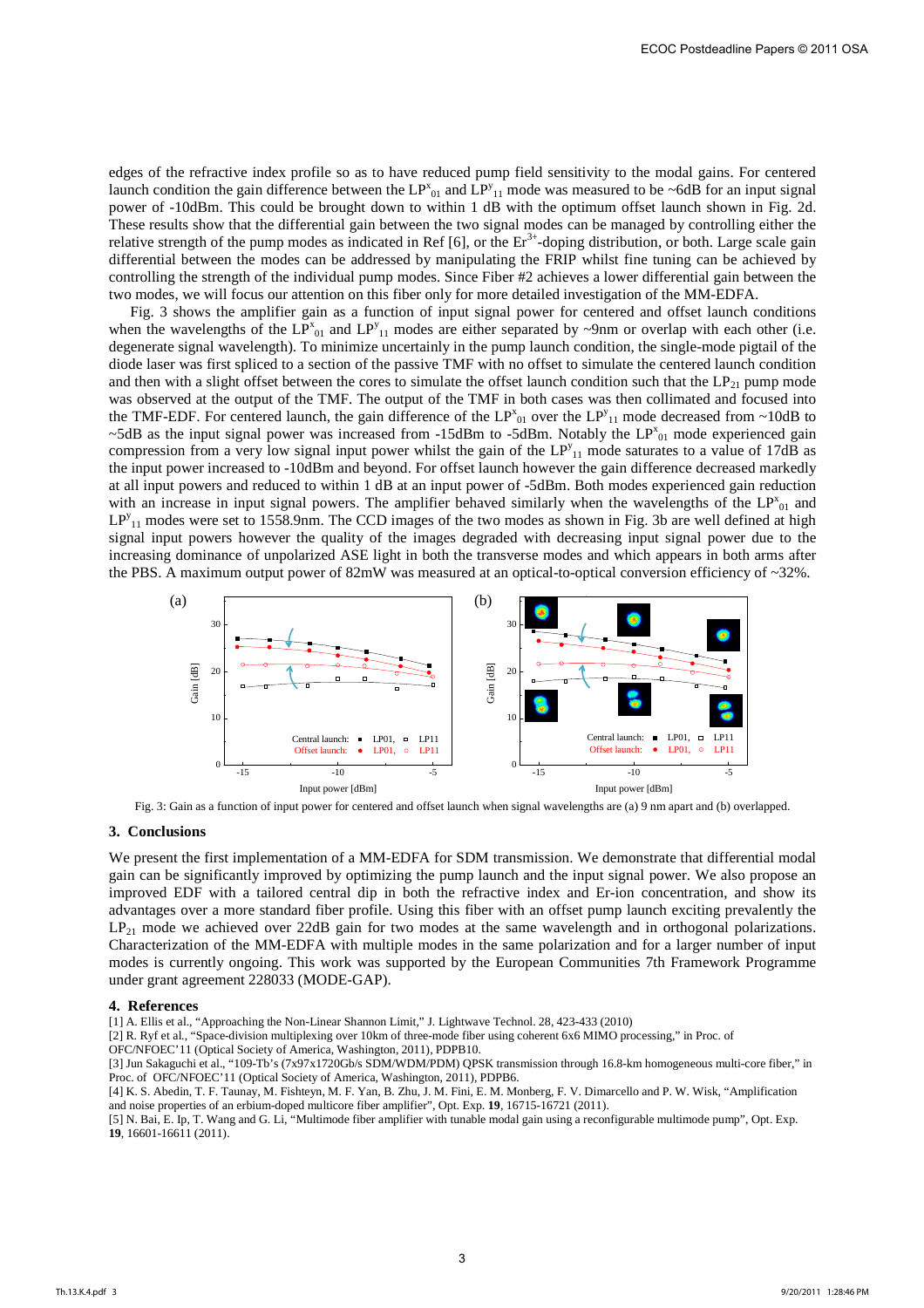edges of the refractive index profile so as to have reduced pump field sensitivity to the modal gains. For centered launch condition the gain difference between the $LP^x_{01}$ and $LP^y_{11}$ mode was measured to be ~6dB for an input signal power of -10dBm. This could be brought down to within 1 dB with the optimum offset launch shown in Fig. 2d. These results show that the differential gain between the two signal modes can be managed by controlling either the relative strength of the pump modes as indicated in Ref [6], or the $Er^{3+}$-doping distribution, or both. Large scale gain differential between the modes can be addressed by manipulating the FRIP whilst fine tuning can be achieved by controlling the strength of the individual pump modes. Since Fiber #2 achieves a lower differential gain between the two modes, we will focus our attention on this fiber only for more detailed investigation of the MM-EDFA.

Fig. 3 shows the amplifier gain as a function of input signal power for centered and offset launch conditions when the wavelengths of the $LP^x_{01}$ and $LP^y_{11}$ modes are either separated by ~9nm or overlap with each other (i.e. degenerate signal wavelength). To minimize uncertainly in the pump launch condition, the single-mode pigtail of the diode laser was first spliced to a section of the passive TMF with no offset to simulate the centered launch condition and then with a slight offset between the cores to simulate the offset launch condition such that the $LP_{21}$ pump mode was observed at the output of the TMF. The output of the TMF in both cases was then collimated and focused into the TMF-EDF. For centered launch, the gain difference of the $LP^x_{01}$ over the $LP^y_{11}$ mode decreased from ~10dB to ~5dB as the input signal power was increased from -15dBm to -5dBm. Notably the $LP^x_{01}$ mode experienced gain compression from a very low signal input power whilst the gain of the $LP^y_{11}$ mode saturates to a value of 17dB as the input power increased to -10dBm and beyond. For offset launch however the gain difference decreased markedly at all input powers and reduced to within 1 dB at an input power of -5dBm. Both modes experienced gain reduction with an increase in input signal powers. The amplifier behaved similarly when the wavelengths of the $LP^x_{01}$ and $LP^y_{11}$ modes were set to 1558.9nm. The CCD images of the two modes as shown in Fig. 3b are well defined at high signal input powers however the quality of the images degraded with decreasing input signal power due to the increasing dominance of unpolarized ASE light in both the transverse modes and which appears in both arms after the PBS. A maximum output power of 82mW was measured at an optical-to-optical conversion efficiency of ~32%.

(a)

Gain [dB]
0
10
20
30
-15
-10
-5
Input power [dBm]
Central launch: ■ LP01, □ LP11
Offset launch: ● LP01, ○ LP11

(b)

Gain [dB]
0
10
20
30
-15
-10
-5
Input power [dBm]
Central launch: ■ LP01, □ LP11
Offset launch: ● LP01, ○ LP11

Fig. 3: Gain as a function of input power for centered and offset launch when signal wavelengths are (a) 9 nm apart and (b) overlapped.

## 3. Conclusions

We present the first implementation of a MM-EDFA for SDM transmission. We demonstrate that differential modal gain can be significantly improved by optimizing the pump launch and the input signal power. We also propose an improved EDF with a tailored central dip in both the refractive index and Er-ion concentration, and show its advantages over a more standard fiber profile. Using this fiber with an offset pump launch exciting prevalently the $LP_{21}$ mode we achieved over 22dB gain for two modes at the same wavelength and in orthogonal polarizations. Characterization of the MM-EDFA with multiple modes in the same polarization and for a larger number of input modes is currently ongoing. This work was supported by the European Communities 7th Framework Programme under grant agreement 228033 (MODE-GAP).

## 4. References

[1] A. Ellis et al., "Approaching the Non-Linear Shannon Limit," J. Lightwave Technol. 28, 423-433 (2010)

[2] R. Ryf et al., "Space-division multiplexing over 10km of three-mode fiber using coherent 6x6 MIMO processing," in Proc. of OFC/NFOEC'11 (Optical Society of America, Washington, 2011), PDPB10.

[3] Jun Sakaguchi et al., "109-Tb's (7x97x1720Gb/s SDM/WDM/PDM) QPSK transmission through 16.8-km homogeneous multi-core fiber," in Proc. of OFC/NFOEC'11 (Optical Society of America, Washington, 2011), PDPB6.

[4] K. S. Abedin, T. F. Taunay, M. Fishteyn, M. F. Yan, B. Zhu, J. M. Fini, E. M. Monberg, F. V. Dimarcello and P. W. Wisk, "Amplification and noise properties of an erbium-doped multicore fiber amplifier", Opt. Exp. **19**, 16715-16721 (2011).

[5] N. Bai, E. Ip, T. Wang and G. Li, "Multimode fiber amplifier with tunable modal gain using a reconfigurable multimode pump", Opt. Exp. **19**, 16601-16611 (2011).